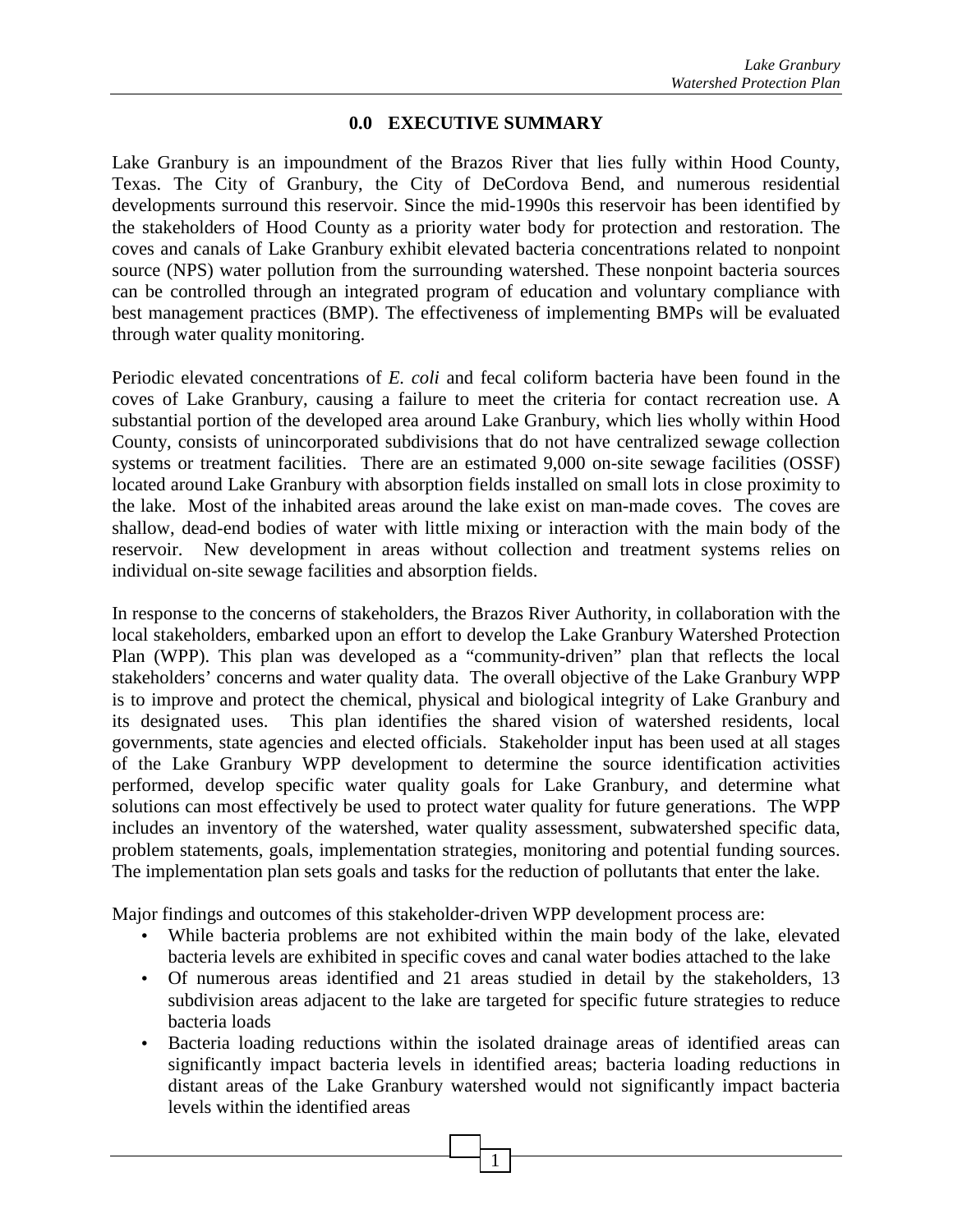# 0.0 EXECUTIVE SUMMARY

Lake Granbury is an impoundment of the Brazos River that lies fully within Hood County, Texas. The City of Granbury, the City of DeCordova Bend, and numerous residential developments surround this reservoir. Since the mid-1990s this reservoir has been identified by the stakeholders of Hood County as a priority water body for protection and restoration. The coves and canals of Lake Granbury exhibit elevated bacteria concentrations related to nonpoint source (NPS) water pollution from the surrounding watershed. These nonpoint bacteria sources can be controlled through an integrated program of education and voluntary compliance with best management practices (BMP). The effectiveness of implementing BMPs will be evaluated through water quality monitoring.

Periodic elevated concentrations of *E. coli* and fecal coliform bacteria have been found in the coves of Lake Granbury, causing a failure to meet the criteria for contact recreation use. A substantial portion of the developed area around Lake Granbury, which lies wholly within Hood County, consists of unincorporated subdivisions that do not have centralized sewage collection systems or treatment facilities. There are an estimated 9,000 on-site sewage facilities (OSSF) located around Lake Granbury with absorption fields installed on small lots in close proximity to the lake. Most of the inhabited areas around the lake exist on man-made coves. The coves are shallow, dead-end bodies of water with little mixing or interaction with the main body of the reservoir. New development in areas without collection and treatment systems relies on individual on-site sewage facilities and absorption fields.

In response to the concerns of stakeholders, the Brazos River Authority, in collaboration with the local stakeholders, embarked upon an effort to develop the Lake Granbury Watershed Protection Plan (WPP). This plan was developed as a "community-driven" plan that reflects the local stakeholders' concerns and water quality data. The overall objective of the Lake Granbury WPP is to improve and protect the chemical, physical and biological integrity of Lake Granbury and its designated uses. This plan identifies the shared vision of watershed residents, local governments, state agencies and elected officials. Stakeholder input has been used at all stages of the Lake Granbury WPP development to determine the source identification activities performed, develop specific water quality goals for Lake Granbury, and determine what solutions can most effectively be used to protect water quality for future generations. The WPP includes an inventory of the watershed, water quality assessment, subwatershed specific data, problem statements, goals, implementation strategies, monitoring and potential funding sources. The implementation plan sets goals and tasks for the reduction of pollutants that enter the lake.

Major findings and outcomes of this stakeholder-driven WPP development process are:

- While bacteria problems are not exhibited within the main body of the lake, elevated bacteria levels are exhibited in specific coves and canal water bodies attached to the lake
- Of numerous areas identified and 21 areas studied in detail by the stakeholders, 13 subdivision areas adjacent to the lake are targeted for specific future strategies to reduce bacteria loads
- Bacteria loading reductions within the isolated drainage areas of identified areas can significantly impact bacteria levels in identified areas; bacteria loading reductions in distant areas of the Lake Granbury watershed would not significantly impact bacteria levels within the identified areas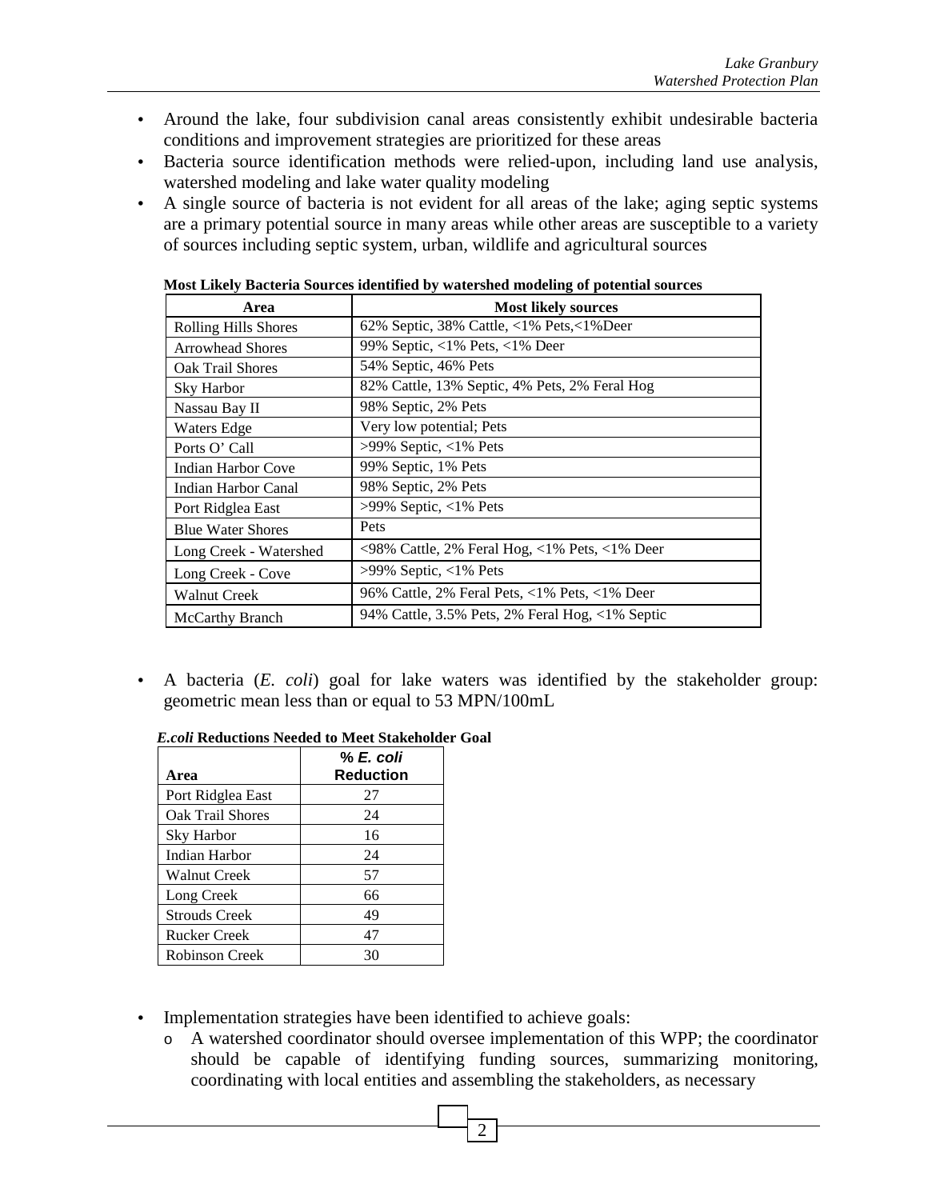- Around the lake, four subdivision canal areas consistently exhibit undesirable bacteria conditions and improvement strategies are prioritized for these areas
- Bacteria source identification methods were relied-upon, including land use analysis, watershed modeling and lake water quality modeling
- A single source of bacteria is not evident for all areas of the lake; aging septic systems are a primary potential source in many areas while other areas are susceptible to a variety of sources including septic system, urban, wildlife and agricultural sources

**Most Likely Bacteria Sources identified by watershed modeling of potential sources**

| Area | Most likely sources |
|---|---|
| Rolling Hills Shores | 62% Septic, 38% Cattle, <1% Pets,<1%Deer |
| Arrowhead Shores | 99% Septic, <1% Pets, <1% Deer |
| Oak Trail Shores | 54% Septic, 46% Pets |
| Sky Harbor | 82% Cattle, 13% Septic, 4% Pets, 2% Feral Hog |
| Nassau Bay II | 98% Septic, 2% Pets |
| Waters Edge | Very low potential; Pets |
| Ports O' Call | >99% Septic, <1% Pets |
| Indian Harbor Cove | 99% Septic, 1% Pets |
| Indian Harbor Canal | 98% Septic, 2% Pets |
| Port Ridglea East | >99% Septic, <1% Pets |
| Blue Water Shores | Pets |
| Long Creek - Watershed | <98% Cattle, 2% Feral Hog, <1% Pets, <1% Deer |
| Long Creek - Cove | >99% Septic, <1% Pets |
| Walnut Creek | 96% Cattle, 2% Feral Pets, <1% Pets, <1% Deer |
| McCarthy Branch | 94% Cattle, 3.5% Pets, 2% Feral Hog, <1% Septic |

- A bacteria (*E. coli*) goal for lake waters was identified by the stakeholder group: geometric mean less than or equal to 53 MPN/100mL

***E.coli* Reductions Needed to Meet Stakeholder Goal**

| Area | % *E. coli* Reduction |
|---|---|
| Port Ridglea East | 27 |
| Oak Trail Shores | 24 |
| Sky Harbor | 16 |
| Indian Harbor | 24 |
| Walnut Creek | 57 |
| Long Creek | 66 |
| Strouds Creek | 49 |
| Rucker Creek | 47 |
| Robinson Creek | 30 |

- Implementation strategies have been identified to achieve goals:
  - A watershed coordinator should oversee implementation of this WPP; the coordinator should be capable of identifying funding sources, summarizing monitoring, coordinating with local entities and assembling the stakeholders, as necessary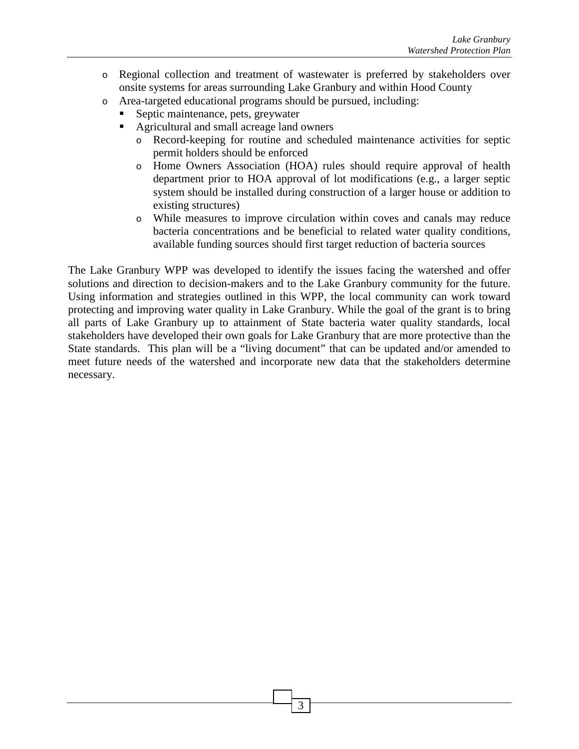- Regional collection and treatment of wastewater is preferred by stakeholders over onsite systems for areas surrounding Lake Granbury and within Hood County
- Area-targeted educational programs should be pursued, including:
  - Septic maintenance, pets, greywater
  - Agricultural and small acreage land owners
    - Record-keeping for routine and scheduled maintenance activities for septic permit holders should be enforced
    - Home Owners Association (HOA) rules should require approval of health department prior to HOA approval of lot modifications (e.g., a larger septic system should be installed during construction of a larger house or addition to existing structures)
    - While measures to improve circulation within coves and canals may reduce bacteria concentrations and be beneficial to related water quality conditions, available funding sources should first target reduction of bacteria sources

The Lake Granbury WPP was developed to identify the issues facing the watershed and offer solutions and direction to decision-makers and to the Lake Granbury community for the future. Using information and strategies outlined in this WPP, the local community can work toward protecting and improving water quality in Lake Granbury. While the goal of the grant is to bring all parts of Lake Granbury up to attainment of State bacteria water quality standards, local stakeholders have developed their own goals for Lake Granbury that are more protective than the State standards. This plan will be a "living document" that can be updated and/or amended to meet future needs of the watershed and incorporate new data that the stakeholders determine necessary.